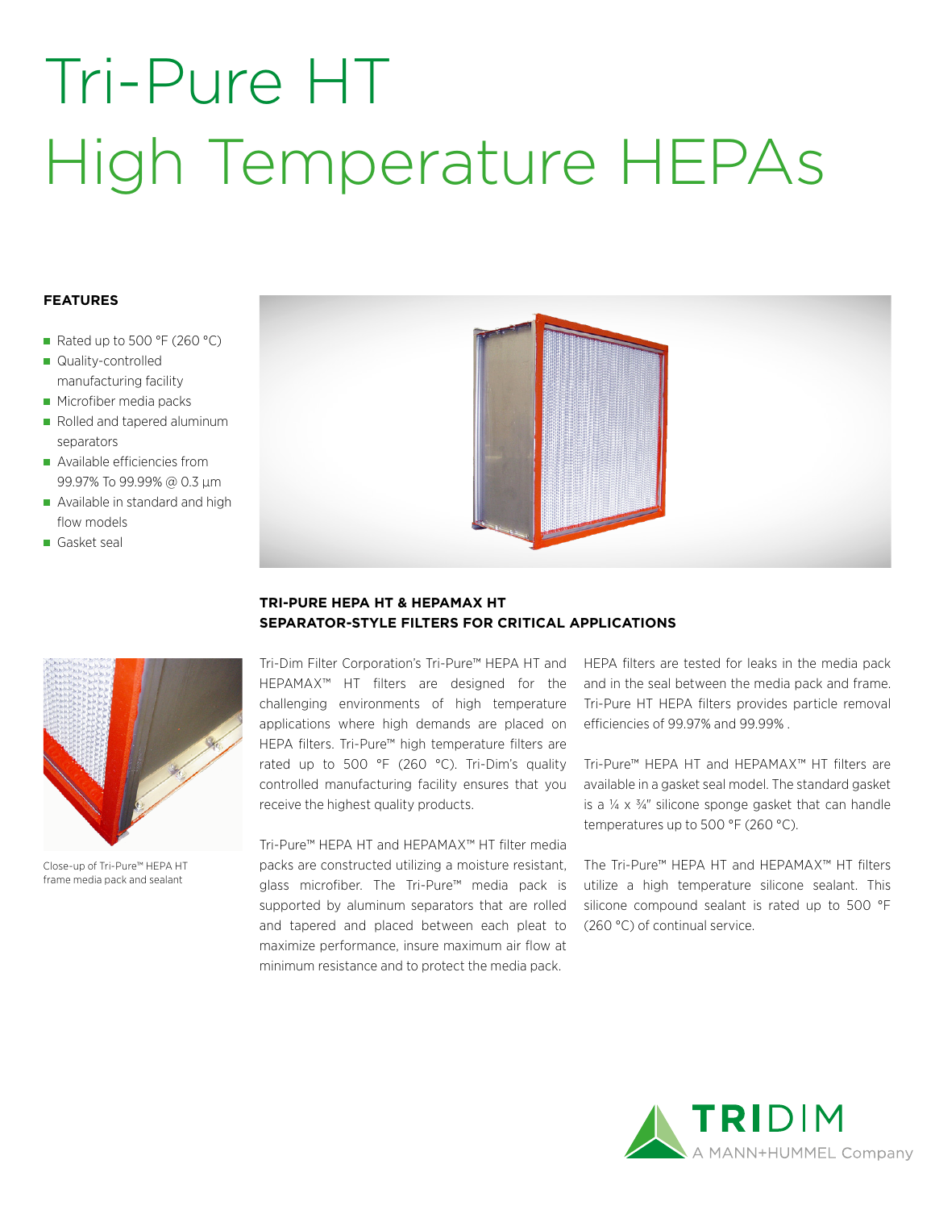# Tri-Pure HT High Temperature HEPAs

**FEATURES**

- Rated up to 500 °F (260 °C)
- Quality-controlled manufacturing facility
- Microfiber media packs
- Rolled and tapered aluminum separators
- Available efficiencies from 99.97% To 99.99% @ 0.3 µm
- Available in standard and high flow models
- Gasket seal

Close-up of Tri-Pure™ HEPA HT frame media pack and sealant

## TRI-PURE HEPA HT & HEPAMAX HT SEPARATOR-STYLE FILTERS FOR CRITICAL APPLICATIONS

Tri-Dim Filter Corporation's Tri-Pure™ HEPA HT and HEPAMAX™ HT filters are designed for the challenging environments of high temperature applications where high demands are placed on HEPA filters. Tri-Pure™ high temperature filters are rated up to 500 °F (260 °C). Tri-Dim's quality controlled manufacturing facility ensures that you receive the highest quality products.

Tri-Pure™ HEPA HT and HEPAMAX™ HT filter media packs are constructed utilizing a moisture resistant, glass microfiber. The Tri-Pure™ media pack is supported by aluminum separators that are rolled and tapered and placed between each pleat to maximize performance, insure maximum air flow at minimum resistance and to protect the media pack.

HEPA filters are tested for leaks in the media pack and in the seal between the media pack and frame. Tri-Pure HT HEPA filters provides particle removal efficiencies of 99.97% and 99.99% .

Tri-Pure™ HEPA HT and HEPAMAX™ HT filters are available in a gasket seal model. The standard gasket is a ¼ x ¾" silicone sponge gasket that can handle temperatures up to 500 °F (260 °C).

The Tri-Pure™ HEPA HT and HEPAMAX™ HT filters utilize a high temperature silicone sealant. This silicone compound sealant is rated up to 500 °F (260 °C) of continual service.

TRIDIM
A MANN+HUMMEL Company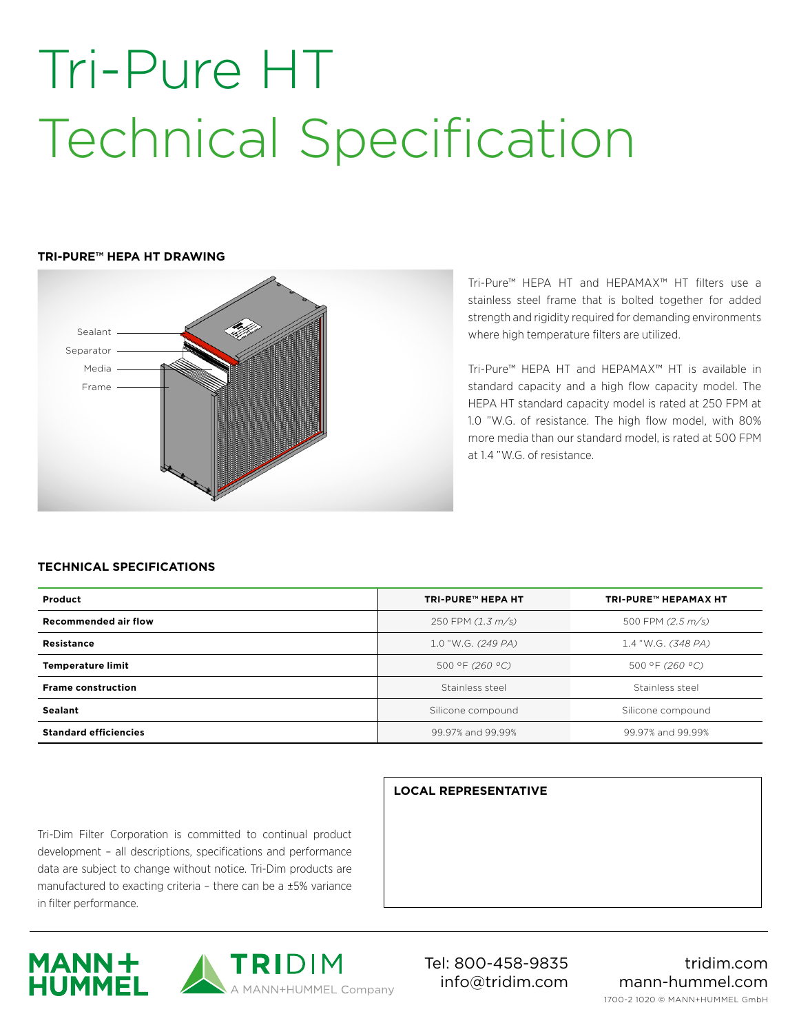// Tri-Pure HT
// Technical Specification

**TRI-PURE™ HEPA HT DRAWING**

Sealant
Separator
Media
Frame

Tri-Pure™ HEPA HT and HEPAMAX™ HT filters use a stainless steel frame that is bolted together for added strength and rigidity required for demanding environments where high temperature filters are utilized.

Tri-Pure™ HEPA HT and HEPAMAX™ HT is available in standard capacity and a high flow capacity model. The HEPA HT standard capacity model is rated at 250 FPM at 1.0 "W.G. of resistance. The high flow model, with 80% more media than our standard model, is rated at 500 FPM at 1.4 "W.G. of resistance.

## TECHNICAL SPECIFICATIONS

| Product | TRI-PURE™ HEPA HT | TRI-PURE™ HEPAMAX HT |
|---|---|---|
| **Recommended air flow** | 250 FPM *(1.3 m/s)* | 500 FPM *(2.5 m/s)* |
| **Resistance** | 1.0 "W.G. *(249 PA)* | 1.4 "W.G. *(348 PA)* |
| **Temperature limit** | 500 °F *(260 °C)* | 500 °F *(260 °C)* |
| **Frame construction** | Stainless steel | Stainless steel |
| **Sealant** | Silicone compound | Silicone compound |
| **Standard efficiencies** | 99.97% and 99.99% | 99.97% and 99.99% |

Tri-Dim Filter Corporation is committed to continual product development – all descriptions, specifications and performance data are subject to change without notice. Tri-Dim products are manufactured to exacting criteria – there can be a ±5% variance in filter performance.

**LOCAL REPRESENTATIVE**

MANN+HUMMEL

TRIDIM
A MANN+HUMMEL Company

Tel: 800-458-9835
info@tridim.com

tridim.com
mann-hummel.com

1700-2 1020 © MANN+HUMMEL GmbH